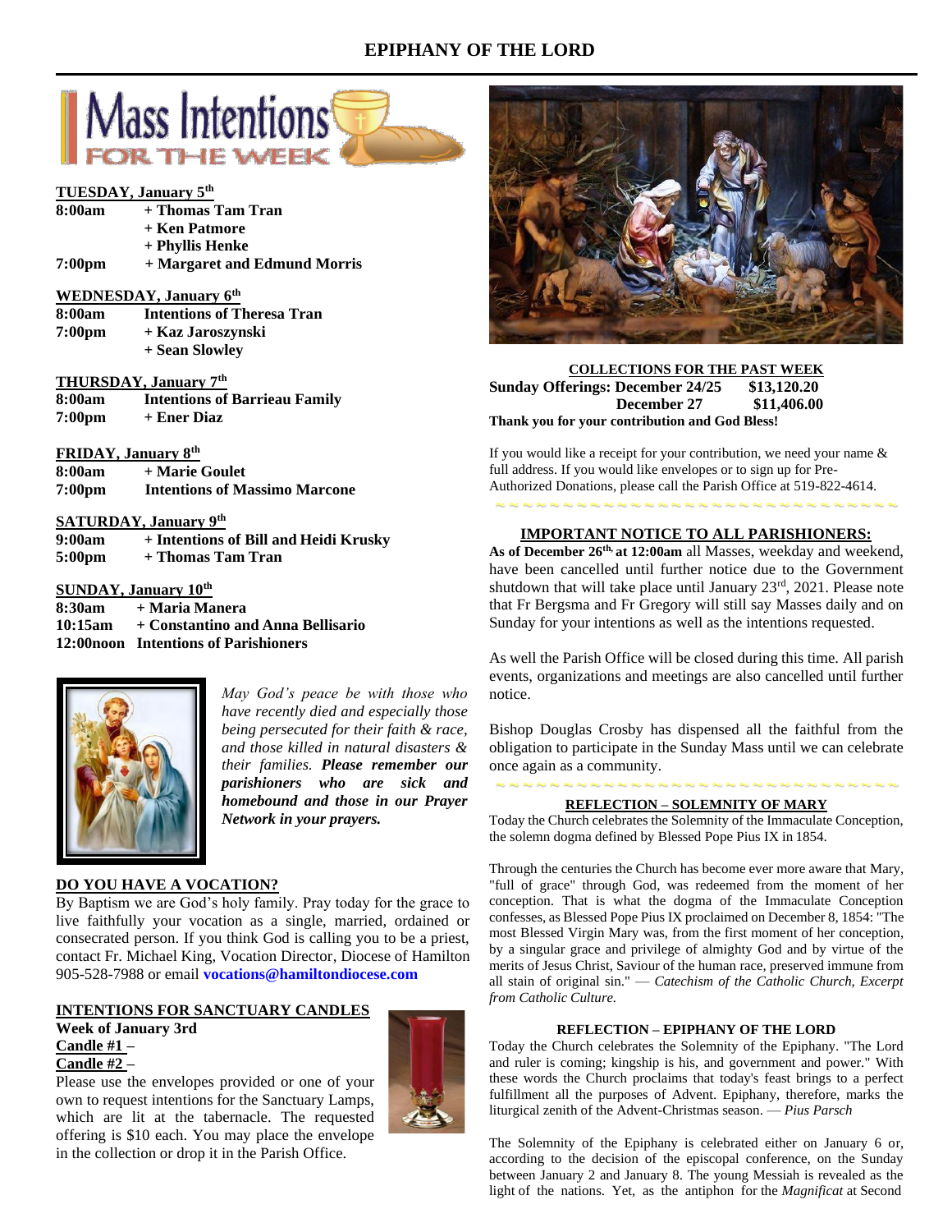# EPIPHANY OF THE LORD

## Mass Intentions FOR THE WEEK

**TUESDAY, January 5th**

| | |
|---|---|
| **8:00am** | **+ Thomas Tam Tran** |
| | **+ Ken Patmore** |
| | **+ Phyllis Henke** |
| **7:00pm** | **+ Margaret and Edmund Morris** |

**WEDNESDAY, January 6th**

| | |
|---|---|
| **8:00am** | **Intentions of Theresa Tran** |
| **7:00pm** | **+ Kaz Jaroszynski** |
| | **+ Sean Slowley** |

**THURSDAY, January 7th**

| | |
|---|---|
| **8:00am** | **Intentions of Barrieau Family** |
| **7:00pm** | **+ Ener Diaz** |

**FRIDAY, January 8th**

| | |
|---|---|
| **8:00am** | **+ Marie Goulet** |
| **7:00pm** | **Intentions of Massimo Marcone** |

**SATURDAY, January 9th**

| | |
|---|---|
| **9:00am** | **+ Intentions of Bill and Heidi Krusky** |
| **5:00pm** | **+ Thomas Tam Tran** |

**SUNDAY, January 10th**

| | |
|---|---|
| **8:30am** | **+ Maria Manera** |
| **10:15am** | **+ Constantino and Anna Bellisario** |
| **12:00noon** | **Intentions of Parishioners** |

*May God's peace be with those who have recently died and especially those being persecuted for their faith & race, and those killed in natural disasters & their families.* ***Please remember our parishioners who are sick and homebound and those in our Prayer Network in your prayers.***

**DO YOU HAVE A VOCATION?**

By Baptism we are God's holy family. Pray today for the grace to live faithfully your vocation as a single, married, ordained or consecrated person. If you think God is calling you to be a priest, contact Fr. Michael King, Vocation Director, Diocese of Hamilton 905-528-7988 or email **vocations@hamiltondiocese.com**

**INTENTIONS FOR SANCTUARY CANDLES**

**Week of January 3rd**

**Candle #1 –**

**Candle #2 –**

Please use the envelopes provided or one of your own to request intentions for the Sanctuary Lamps, which are lit at the tabernacle. The requested offering is $10 each. You may place the envelope in the collection or drop it in the Parish Office.

**COLLECTIONS FOR THE PAST WEEK**

| | |
|---|---|
| **Sunday Offerings: December 24/25** | **$13,120.20** |
| **December 27** | **$11,406.00** |

**Thank you for your contribution and God Bless!**

If you would like a receipt for your contribution, we need your name & full address. If you would like envelopes or to sign up for Pre-Authorized Donations, please call the Parish Office at 519-822-4614.

**IMPORTANT NOTICE TO ALL PARISHIONERS:**

**As of December 26th, at 12:00am** all Masses, weekday and weekend, have been cancelled until further notice due to the Government shutdown that will take place until January 23rd, 2021. Please note that Fr Bergsma and Fr Gregory will still say Masses daily and on Sunday for your intentions as well as the intentions requested.

As well the Parish Office will be closed during this time. All parish events, organizations and meetings are also cancelled until further notice.

Bishop Douglas Crosby has dispensed all the faithful from the obligation to participate in the Sunday Mass until we can celebrate once again as a community.

**REFLECTION – SOLEMNITY OF MARY**

Today the Church celebrates the Solemnity of the Immaculate Conception, the solemn dogma defined by Blessed Pope Pius IX in 1854.

Through the centuries the Church has become ever more aware that Mary, "full of grace" through God, was redeemed from the moment of her conception. That is what the dogma of the Immaculate Conception confesses, as Blessed Pope Pius IX proclaimed on December 8, 1854: "The most Blessed Virgin Mary was, from the first moment of her conception, by a singular grace and privilege of almighty God and by virtue of the merits of Jesus Christ, Saviour of the human race, preserved immune from all stain of original sin." — *Catechism of the Catholic Church, Excerpt from Catholic Culture.*

**REFLECTION – EPIPHANY OF THE LORD**

Today the Church celebrates the Solemnity of the Epiphany. "The Lord and ruler is coming; kingship is his, and government and power." With these words the Church proclaims that today's feast brings to a perfect fulfillment all the purposes of Advent. Epiphany, therefore, marks the liturgical zenith of the Advent-Christmas season. — *Pius Parsch*

The Solemnity of the Epiphany is celebrated either on January 6 or, according to the decision of the episcopal conference, on the Sunday between January 2 and January 8. The young Messiah is revealed as the light of the nations. Yet, as the antiphon for the *Magnificat* at Second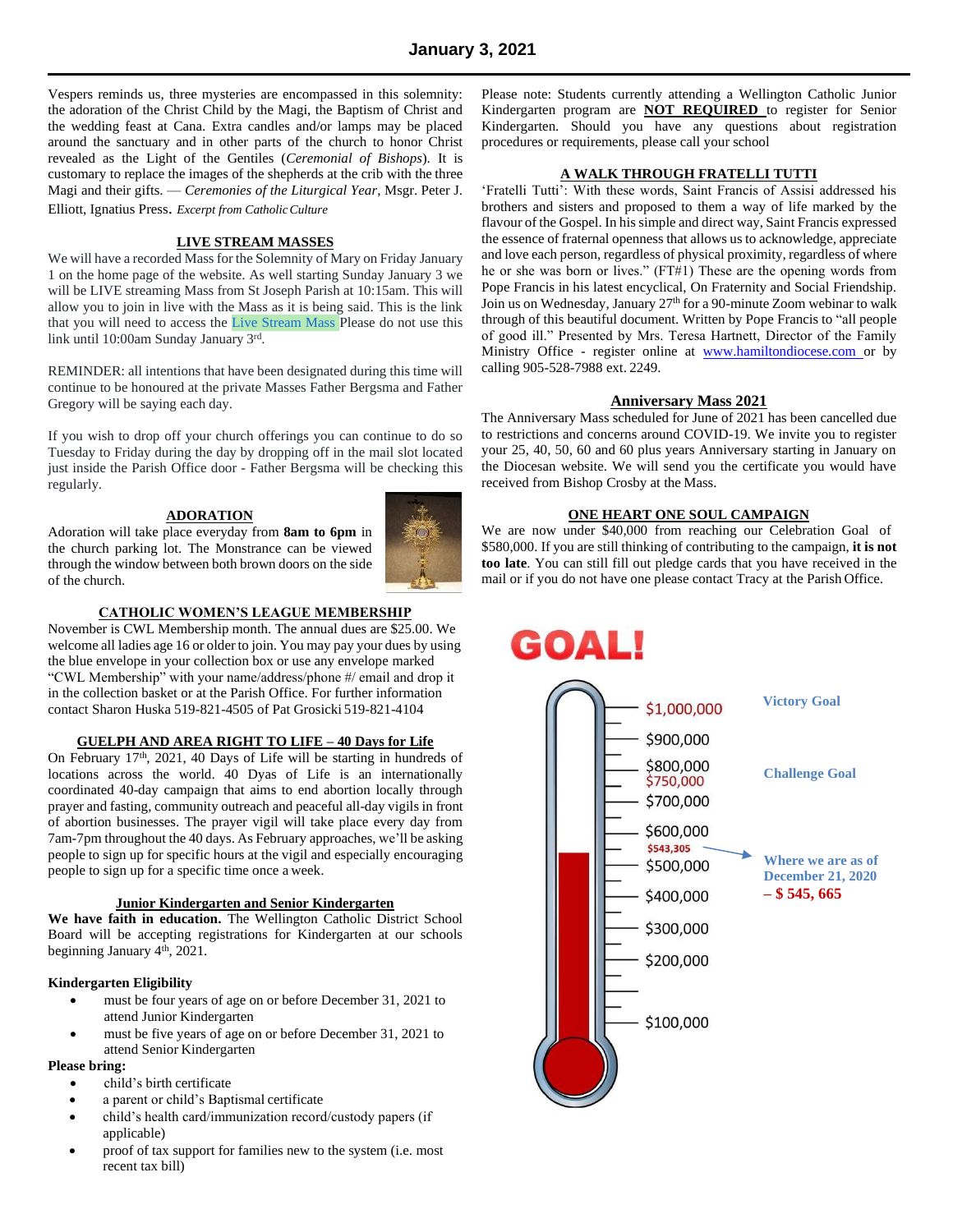## January 3, 2021

Vespers reminds us, three mysteries are encompassed in this solemnity: the adoration of the Christ Child by the Magi, the Baptism of Christ and the wedding feast at Cana. Extra candles and/or lamps may be placed around the sanctuary and in other parts of the church to honor Christ revealed as the Light of the Gentiles (*Ceremonial of Bishops*). It is customary to replace the images of the shepherds at the crib with the three Magi and their gifts. — *Ceremonies of the Liturgical Year*, Msgr. Peter J. Elliott, Ignatius Press. *Excerpt from Catholic Culture*

### LIVE STREAM MASSES

We will have a recorded Mass for the Solemnity of Mary on Friday January 1 on the home page of the website. As well starting Sunday January 3 we will be LIVE streaming Mass from St Joseph Parish at 10:15am. This will allow you to join in live with the Mass as it is being said. This is the link that you will need to access the Live Stream Mass Please do not use this link until 10:00am Sunday January 3rd.

REMINDER: all intentions that have been designated during this time will continue to be honoured at the private Masses Father Bergsma and Father Gregory will be saying each day.

If you wish to drop off your church offerings you can continue to do so Tuesday to Friday during the day by dropping off in the mail slot located just inside the Parish Office door - Father Bergsma will be checking this regularly.

### ADORATION

Adoration will take place everyday from **8am to 6pm** in the church parking lot. The Monstrance can be viewed through the window between both brown doors on the side of the church.

### CATHOLIC WOMEN'S LEAGUE MEMBERSHIP

November is CWL Membership month. The annual dues are $25.00. We welcome all ladies age 16 or older to join. You may pay your dues by using the blue envelope in your collection box or use any envelope marked "CWL Membership" with your name/address/phone #/ email and drop it in the collection basket or at the Parish Office. For further information contact Sharon Huska 519-821-4505 of Pat Grosicki 519-821-4104

### GUELPH AND AREA RIGHT TO LIFE – 40 Days for Life

On February 17th, 2021, 40 Days of Life will be starting in hundreds of locations across the world. 40 Dyas of Life is an internationally coordinated 40-day campaign that aims to end abortion locally through prayer and fasting, community outreach and peaceful all-day vigils in front of abortion businesses. The prayer vigil will take place every day from 7am-7pm throughout the 40 days. As February approaches, we'll be asking people to sign up for specific hours at the vigil and especially encouraging people to sign up for a specific time once a week.

### Junior Kindergarten and Senior Kindergarten

**We have faith in education.** The Wellington Catholic District School Board will be accepting registrations for Kindergarten at our schools beginning January 4th, 2021.

**Kindergarten Eligibility**

- must be four years of age on or before December 31, 2021 to attend Junior Kindergarten
- must be five years of age on or before December 31, 2021 to attend Senior Kindergarten

**Please bring:**

- child's birth certificate
- a parent or child's Baptismal certificate
- child's health card/immunization record/custody papers (if applicable)
- proof of tax support for families new to the system (i.e. most recent tax bill)

Please note: Students currently attending a Wellington Catholic Junior Kindergarten program are **NOT REQUIRED** to register for Senior Kindergarten. Should you have any questions about registration procedures or requirements, please call your school

### A WALK THROUGH FRATELLI TUTTI

'Fratelli Tutti': With these words, Saint Francis of Assisi addressed his brothers and sisters and proposed to them a way of life marked by the flavour of the Gospel. In his simple and direct way, Saint Francis expressed the essence of fraternal openness that allows us to acknowledge, appreciate and love each person, regardless of physical proximity, regardless of where he or she was born or lives." (FT#1) These are the opening words from Pope Francis in his latest encyclical, On Fraternity and Social Friendship. Join us on Wednesday, January 27th for a 90-minute Zoom webinar to walk through of this beautiful document. Written by Pope Francis to "all people of good ill." Presented by Mrs. Teresa Hartnett, Director of the Family Ministry Office - register online at www.hamiltondiocese.com or by calling 905-528-7988 ext. 2249.

### Anniversary Mass 2021

The Anniversary Mass scheduled for June of 2021 has been cancelled due to restrictions and concerns around COVID-19. We invite you to register your 25, 40, 50, 60 and 60 plus years Anniversary starting in January on the Diocesan website. We will send you the certificate you would have received from Bishop Crosby at the Mass.

### ONE HEART ONE SOUL CAMPAIGN

We are now under $40,000 from reaching our Celebration Goal of $580,000. If you are still thinking of contributing to the campaign, **it is not too late**. You can still fill out pledge cards that you have received in the mail or if you do not have one please contact Tracy at the Parish Office.

GOAL!

$1,000,000
Victory Goal
$900,000
$800,000
$750,000
Challenge Goal
$700,000
$600,000
$543,305
$500,000
Where we are as of December 21, 2020 – $ 545, 665
$400,000
$300,000
$200,000
$100,000